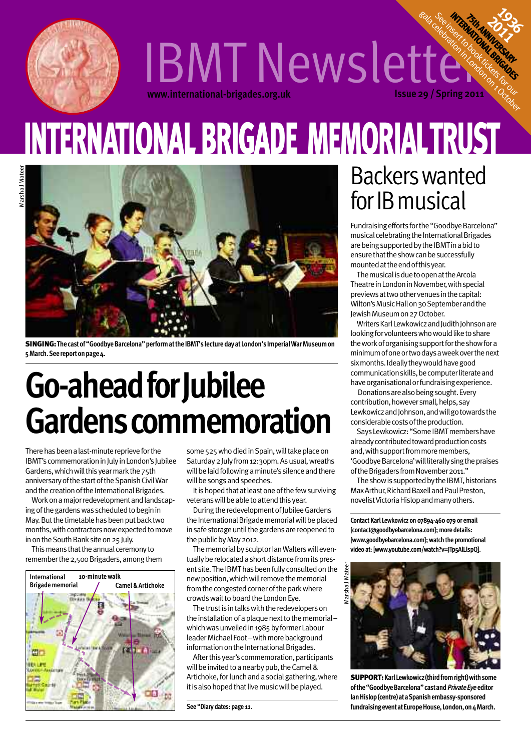# IBMT Newsletter

www.international-brigades.org.uk

Issue 29 / Spring 2011

1936 2011 75th ANNIVERSARY INTERNATIONAL BRIGADES

See insert to book tickets for our gala celebration in London on 1 October

# INTERNATIONAL BRIGADE MEMORIAL TRUST

Marshall Mateer

**SINGING:** The cast of "Goodbye Barcelona" perform at the IBMT's lecture day at London's Imperial War Museum on 5 March. See report on page 4.

## Go-ahead for Jubilee Gardens commemoration

There has been a last-minute reprieve for the IBMT's commemoration in July in London's Jubilee Gardens, which will this year mark the 75th anniversary of the start of the Spanish Civil War and the creation of the International Brigades.

Work on a major redevelopment and landscaping of the gardens was scheduled to begin in May. But the timetable has been put back two months, with contractors now expected to move in on the South Bank site on 25 July.

This means that the annual ceremony to remember the 2,500 Brigaders, among them some 525 who died in Spain, will take place on Saturday 2 July from 12:30pm. As usual, wreaths will be laid following a minute's silence and there will be songs and speeches.

It is hoped that at least one of the few surviving veterans will be able to attend this year.

During the redevelopment of Jubilee Gardens the International Brigade memorial will be placed in safe storage until the gardens are reopened to the public by May 2012.

The memorial by sculptor Ian Walters will eventually be relocated a short distance from its present site. The IBMT has been fully consulted on the new position, which will remove the memorial from the congested corner of the park where crowds wait to board the London Eye.

The trust is in talks with the redevelopers on the installation of a plaque next to the memorial – which was unveiled in 1985 by former Labour leader Michael Foot – with more background information on the International Brigades.

After this year's commemoration, participants will be invited to a nearby pub, the Camel & Artichoke, for lunch and a social gathering, where it is also hoped that live music will be played.

International Brigade memorial — 10-minute walk — Camel & Artichoke

See "Diary dates: page 11.

## Backers wanted for IB musical

Fundraising efforts for the "Goodbye Barcelona" musical celebrating the International Brigades are being supported by the IBMT in a bid to ensure that the show can be successfully mounted at the end of this year.

The musical is due to open at the Arcola Theatre in London in November, with special previews at two other venues in the capital: Wilton's Music Hall on 30 September and the Jewish Museum on 27 October.

Writers Karl Lewkowicz and Judith Johnson are looking for volunteers who would like to share the work of organising support for the show for a minimum of one or two days a week over the next six months. Ideally they would have good communication skills, be computer literate and have organisational or fundraising experience.

Donations are also being sought. Every contribution, however small, helps, say Lewkowicz and Johnson, and will go towards the considerable costs of the production.

Says Lewkowicz: "Some IBMT members have already contributed toward production costs and, with support from more members, 'Goodbye Barcelona' will literally sing the praises of the Brigaders from November 2011."

The show is supported by the IBMT, historians Max Arthur, Richard Baxell and Paul Preston, novelist Victoria Hislop and many others.

**Contact Karl Lewkowicz on 07894-460 079 or email [contact@goodbyebarcelona.com]; more details: [www.goodbyebarcelona.com]; watch the promotional video at: [www.youtube.com/watch?v=JTp5AlLlspQ].**

Marshall Mateer

**SUPPORT:** Karl Lewkowicz (third from right) with some of the "Goodbye Barcelona" cast and *Private Eye* editor Ian Hislop (centre) at a Spanish embassy-sponsored fundraising event at Europe House, London, on 4 March.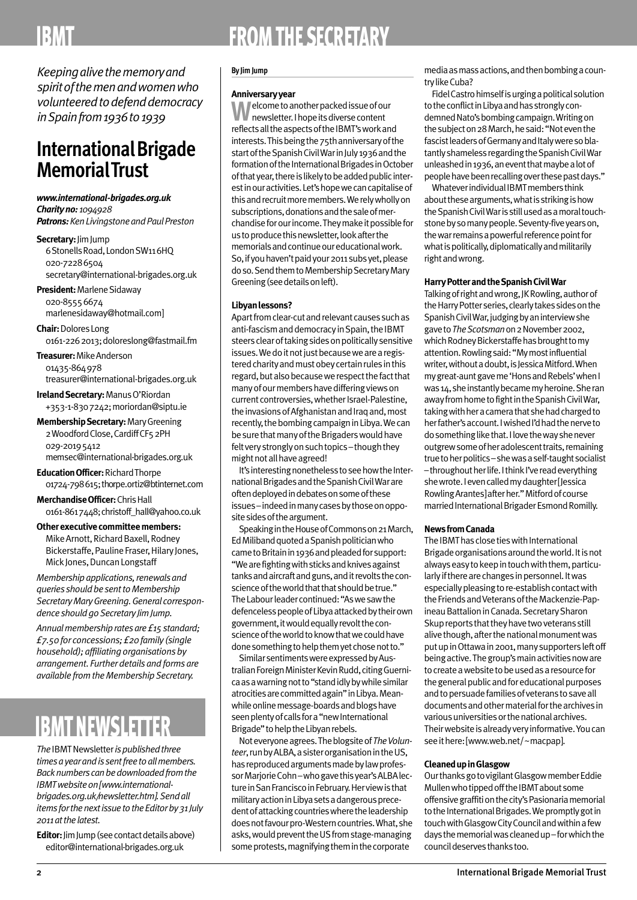# IBMT

*Keeping alive the memory and spirit of the men and women who volunteered to defend democracy in Spain from 1936 to 1939*

## International Brigade Memorial Trust

***www.international-brigades.org.uk***
***Charity no:*** *1094928*
***Patrons:*** *Ken Livingstone and Paul Preston*

**Secretary:** Jim Jump
6 Stonells Road, London SW11 6HQ
020-7228 6504
secretary@international-brigades.org.uk

**President:** Marlene Sidaway
020-8555 6674
marlenesidaway@hotmail.com]

**Chair:** Dolores Long
0161-226 2013; doloreslong@fastmail.fm

**Treasurer:** Mike Anderson
01435-864 978
treasurer@international-brigades.org.uk

**Ireland Secretary:** Manus O'Riordan
+353-1-830 7242; moriordan@siptu.ie

**Membership Secretary:** Mary Greening
2 Woodford Close, Cardiff CF5 2PH
029-2019 5412
memsec@international-brigades.org.uk

**Education Officer:** Richard Thorpe
01724-798 615; thorpe.ortiz@btinternet.com

**Merchandise Officer:** Chris Hall
0161-861 7448; christoff_hall@yahoo.co.uk

**Other executive committee members:**
Mike Arnott, Richard Baxell, Rodney Bickerstaffe, Pauline Fraser, Hilary Jones, Mick Jones, Duncan Longstaff

*Membership applications, renewals and queries should be sent to Membership Secretary Mary Greening. General correspondence should go Secretary Jim Jump.*

*Annual membership rates are £15 standard; £7.50 for concessions; £20 family (single household); affiliating organisations by arrangement. Further details and forms are available from the Membership Secretary.*

# IBMT NEWSLETTER

*The* IBMT Newsletter *is published three times a year and is sent free to all members. Back numbers can be downloaded from the IBMT website on [www.international-brigades.org.uk/newsletter.htm]. Send all items for the next issue to the Editor by 31 July 2011 at the latest.*

**Editor:** Jim Jump (see contact details above)
editor@international-brigades.org.uk

# FROM THE SECRETARY

**By Jim Jump**

### Anniversary year

Welcome to another packed issue of our newsletter. I hope its diverse content reflects all the aspects of the IBMT's work and interests. This being the 75th anniversary of the start of the Spanish Civil War in July 1936 and the formation of the International Brigades in October of that year, there is likely to be added public interest in our activities. Let's hope we can capitalise of this and recruit more members. We rely wholly on subscriptions, donations and the sale of merchandise for our income. They make it possible for us to produce this newsletter, look after the memorials and continue our educational work. So, if you haven't paid your 2011 subs yet, please do so. Send them to Membership Secretary Mary Greening (see details on left).

### Libyan lessons?

Apart from clear-cut and relevant causes such as anti-fascism and democracy in Spain, the IBMT steers clear of taking sides on politically sensitive issues. We do it not just because we are a registered charity and must obey certain rules in this regard, but also because we respect the fact that many of our members have differing views on current controversies, whether Israel-Palestine, the invasions of Afghanistan and Iraq and, most recently, the bombing campaign in Libya. We can be sure that many of the Brigaders would have felt very strongly on such topics – though they might not all have agreed!

It's interesting nonetheless to see how the International Brigades and the Spanish Civil War are often deployed in debates on some of these issues – indeed in many cases by those on opposite sides of the argument.

Speaking in the House of Commons on 21 March, Ed Miliband quoted a Spanish politician who came to Britain in 1936 and pleaded for support: "We are fighting with sticks and knives against tanks and aircraft and guns, and it revolts the conscience of the world that that should be true." The Labour leader continued: "As we saw the defenceless people of Libya attacked by their own government, it would equally revolt the conscience of the world to know that we could have done something to help them yet chose not to."

Similar sentiments were expressed by Australian Foreign Minister Kevin Rudd, citing Guernica as a warning not to "stand idly by while similar atrocities are committed again" in Libya. Meanwhile online message-boards and blogs have seen plenty of calls for a "new International Brigade" to help the Libyan rebels.

Not everyone agrees. The blogsite of *The Volunteer*, run by ALBA, a sister organisation in the US, has reproduced arguments made by law professor Marjorie Cohn – who gave this year's ALBA lecture in San Francisco in February. Her view is that military action in Libya sets a dangerous precedent of attacking countries where the leadership does not favour pro-Western countries. What, she asks, would prevent the US from stage-managing some protests, magnifying them in the corporate media as mass actions, and then bombing a country like Cuba?

Fidel Castro himself is urging a political solution to the conflict in Libya and has strongly condemned Nato's bombing campaign. Writing on the subject on 28 March, he said: "Not even the fascist leaders of Germany and Italy were so blatantly shameless regarding the Spanish Civil War unleashed in 1936, an event that maybe a lot of people have been recalling over these past days."

Whatever individual IBMT members think about these arguments, what is striking is how the Spanish Civil War is still used as a moral touchstone by so many people. Seventy-five years on, the war remains a powerful reference point for what is politically, diplomatically and militarily right and wrong.

### Harry Potter and the Spanish Civil War

Talking of right and wrong, JK Rowling, author of the Harry Potter series, clearly takes sides on the Spanish Civil War, judging by an interview she gave to *The Scotsman* on 2 November 2002, which Rodney Bickerstaffe has brought to my attention. Rowling said: "My most influential writer, without a doubt, is Jessica Mitford. When my great-aunt gave me 'Hons and Rebels' when I was 14, she instantly became my heroine. She ran away from home to fight in the Spanish Civil War, taking with her a camera that she had charged to her father's account. I wished I'd had the nerve to do something like that. I love the way she never outgrew some of her adolescent traits, remaining true to her politics – she was a self-taught socialist – throughout her life. I think I've read everything she wrote. I even called my daughter [Jessica Rowling Arantes] after her." Mitford of course married International Brigader Esmond Romilly.

### News from Canada

The IBMT has close ties with International Brigade organisations around the world. It is not always easy to keep in touch with them, particularly if there are changes in personnel. It was especially pleasing to re-establish contact with the Friends and Veterans of the Mackenzie-Papineau Battalion in Canada. Secretary Sharon Skup reports that they have two veterans still alive though, after the national monument was put up in Ottawa in 2001, many supporters left off being active. The group's main activities now are to create a website to be used as a resource for the general public and for educational purposes and to persuade families of veterans to save all documents and other material for the archives in various universities or the national archives. Their website is already very informative. You can see it here: [www.web.net/~macpap].

### Cleaned up in Glasgow

Our thanks go to vigilant Glasgow member Eddie Mullen who tipped off the IBMT about some offensive graffiti on the city's Pasionaria memorial to the International Brigades. We promptly got in touch with Glasgow City Council and within a few days the memorial was cleaned up – for which the council deserves thanks too.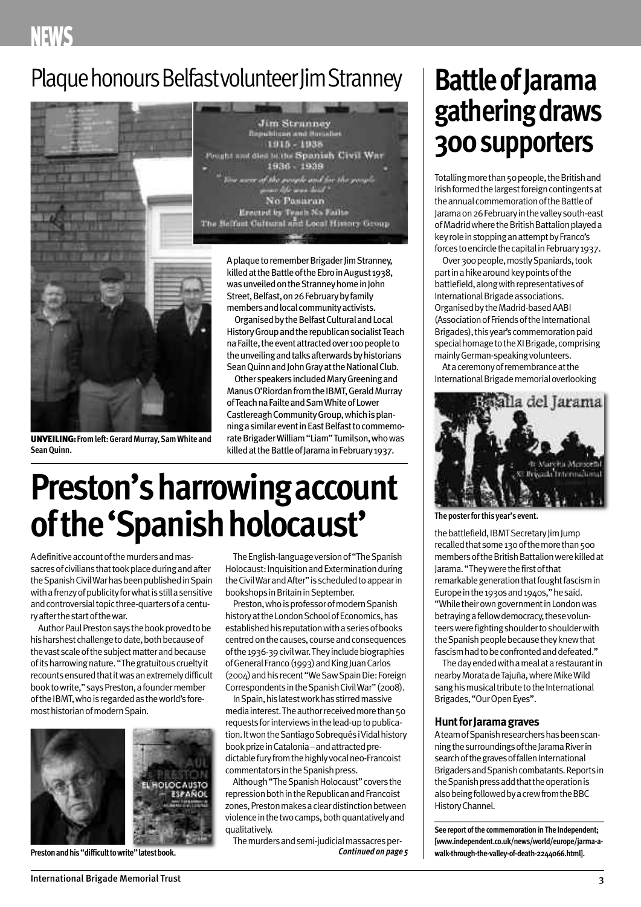## NEWS

# Plaque honours Belfast volunteer Jim Stranney

**UNVEILING:** From left: Gerard Murray, Sam White and Sean Quinn.

A plaque to remember Brigader Jim Stranney, killed at the Battle of the Ebro in August 1938, was unveiled on the Stranney home in John Street, Belfast, on 26 February by family members and local community activists.

Organised by the Belfast Cultural and Local History Group and the republican socialist Teach na Failte, the event attracted over 100 people to the unveiling and talks afterwards by historians Sean Quinn and John Gray at the National Club.

Other speakers included Mary Greening and Manus O'Riordan from the IBMT, Gerald Murray of Teach na Failte and Sam White of Lower Castlereagh Community Group, which is planning a similar event in East Belfast to commemorate Brigader William "Liam" Tumilson, who was killed at the Battle of Jarama in February 1937.

# Preston's harrowing account of the 'Spanish holocaust'

A definitive account of the murders and massacres of civilians that took place during and after the Spanish Civil War has been published in Spain with a frenzy of publicity for what is still a sensitive and controversial topic three-quarters of a century after the start of the war.

Author Paul Preston says the book proved to be his harshest challenge to date, both because of the vast scale of the subject matter and because of its harrowing nature. "The gratuitous cruelty it recounts ensured that it was an extremely difficult book to write," says Preston, a founder member of the IBMT, who is regarded as the world's foremost historian of modern Spain.

Preston and his "difficult to write" latest book.

The English-language version of "The Spanish Holocaust: Inquisition and Extermination during the Civil War and After" is scheduled to appear in bookshops in Britain in September.

Preston, who is professor of modern Spanish history at the London School of Economics, has established his reputation with a series of books centred on the causes, course and consequences of the 1936-39 civil war. They include biographies of General Franco (1993) and King Juan Carlos (2004) and his recent "We Saw Spain Die: Foreign Correspondents in the Spanish Civil War" (2008).

In Spain, his latest work has stirred massive media interest. The author received more than 50 requests for interviews in the lead-up to publication. It won the Santiago Sobrequés i Vidal history book prize in Catalonia – and attracted predictable fury from the highly vocal neo-Francoist commentators in the Spanish press.

Although "The Spanish Holocaust" covers the repression both in the Republican and Francoist zones, Preston makes a clear distinction between violence in the two camps, both quantatively and qualitatively.

The murders and semi-judicial massacres per- *Continued on page 5*

# Battle of Jarama gathering draws 300 supporters

Totalling more than 50 people, the British and Irish formed the largest foreign contingents at the annual commemoration of the Battle of Jarama on 26 February in the valley south-east of Madrid where the British Battalion played a key role in stopping an attempt by Franco's forces to encircle the capital in February 1937.

Over 300 people, mostly Spaniards, took part in a hike around key points of the battlefield, along with representatives of International Brigade associations. Organised by the Madrid-based AABI (Association of Friends of the International Brigades), this year's commemoration paid special homage to the XI Brigade, comprising mainly German-speaking volunteers.

At a ceremony of remembrance at the International Brigade memorial overlooking the battlefield, IBMT Secretary Jim Jump recalled that some 130 of the more than 500 members of the British Battalion were killed at Jarama. "They were the first of that remarkable generation that fought fascism in Europe in the 1930s and 1940s," he said. "While their own government in London was betraying a fellow democracy, these volunteers were fighting shoulder to shoulder with the Spanish people because they knew that fascism had to be confronted and defeated."

The poster for this year's event.

The day ended with a meal at a restaurant in nearby Morata de Tajuña, where Mike Wild sang his musical tribute to the International Brigades, "Our Open Eyes".

### Hunt for Jarama graves

A team of Spanish researchers has been scanning the surroundings of the Jarama River in search of the graves of fallen International Brigaders and Spanish combatants. Reports in the Spanish press add that the operation is also being followed by a crew from the BBC History Channel.

**See report of the commemoration in The Independent; [www.independent.co.uk/news/world/europe/jarma-a-walk-through-the-valley-of-death-2244066.html].**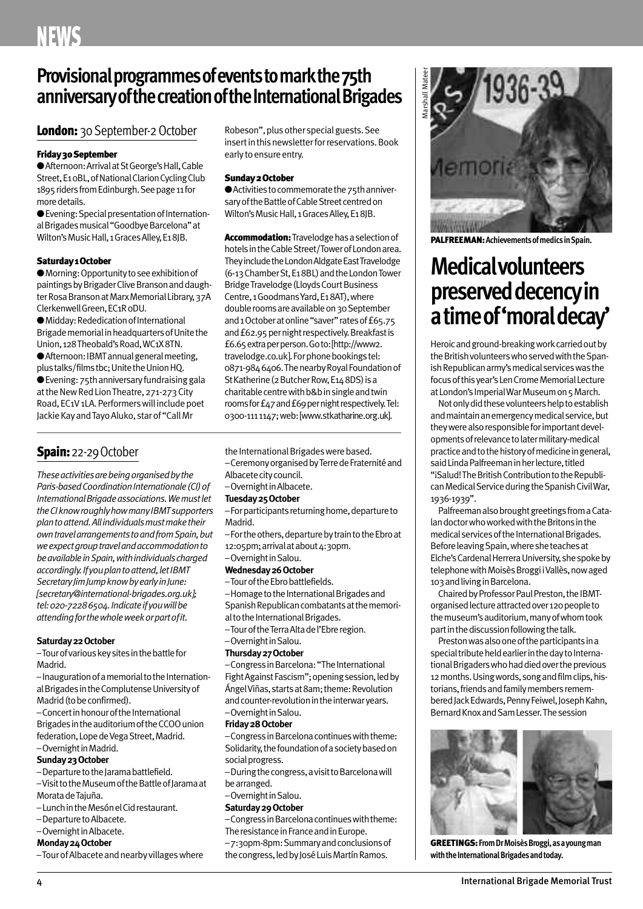# Provisional programmes of events to mark the 75th anniversary of the creation of the International Brigades

## London: 30 September-2 October

**Friday 30 September**

- Afternoon: Arrival at St George's Hall, Cable Street, E1 0BL, of National Clarion Cycling Club 1895 riders from Edinburgh. See page 11 for more details.
- Evening: Special presentation of International Brigades musical "Goodbye Barcelona" at Wilton's Music Hall, 1 Graces Alley, E1 8JB.

**Saturday 1 October**

- Morning: Opportunity to see exhibition of paintings by Brigader Clive Branson and daughter Rosa Branson at Marx Memorial Library, 37A Clerkenwell Green, EC1R 0DU.
- Midday: Rededication of International Brigade memorial in headquarters of Unite the Union, 128 Theobald's Road, WC1X 8TN.
- Afternoon: IBMT annual general meeting, plus talks/films tbc; Unite the Union HQ.
- Evening: 75th anniversary fundraising gala at the New Red Lion Theatre, 271-273 City Road, EC1V 1LA. Performers will include poet Jackie Kay and Tayo Aluko, star of "Call Mr Robeson", plus other special guests. See insert in this newsletter for reservations. Book early to ensure entry.

**Sunday 2 October**

- Activities to commemorate the 75th anniversary of the Battle of Cable Street centred on Wilton's Music Hall, 1 Graces Alley, E1 8JB.

**Accommodation:** Travelodge has a selection of hotels in the Cable Street/Tower of London area. They include the London Aldgate East Travelodge (6-13 Chamber St, E1 8BL) and the London Tower Bridge Travelodge (Lloyds Court Business Centre, 1 Goodmans Yard, E1 8AT), where double rooms are available on 30 September and 1 October at online "saver" rates of £65.75 and £62.95 per night respectively. Breakfast is £6.65 extra per person. Go to: [http://www2.travelodge.co.uk]. For phone bookings tel: 0871-984 6406. The nearby Royal Foundation of St Katherine (2 Butcher Row, E14 8DS) is a charitable centre with b&b in single and twin rooms for £47 and £69 per night respectively. Tel: 0300-111 1147; web: [www.stkatharine.org.uk].

## Spain: 22-29 October

*These activities are being organised by the Paris-based Coordination Internationale (CI) of International Brigade associations. We must let the CI know roughly how many IBMT supporters plan to attend. All individuals must make their own travel arrangements to and from Spain, but we expect group travel and accommodation to be available in Spain, with individuals charged accordingly. If you plan to attend, let IBMT Secretary Jim Jump know by early in June: [secretary@international-brigades.org.uk]; tel: 020-7228 6504. Indicate if you will be attending for the whole week or part of it.*

**Saturday 22 October**

– Tour of various key sites in the battle for Madrid.
– Inauguration of a memorial to the International Brigades in the Complutense University of Madrid (to be confirmed).
– Concert in honour of the International Brigades in the auditorium of the CCOO union federation, Lope de Vega Street, Madrid.
– Overnight in Madrid.

**Sunday 23 October**

– Departure to the Jarama battlefield.
– Visit to the Museum of the Battle of Jarama at Morata de Tajuña.
– Lunch in the Mesón el Cid restaurant.
– Departure to Albacete.
– Overnight in Albacete.

**Monday 24 October**

– Tour of Albacete and nearby villages where the International Brigades were based.
– Ceremony organised by Terre de Fraternité and Albacete city council.
– Overnight in Albacete.

**Tuesday 25 October**

– For participants returning home, departure to Madrid.
– For the others, departure by train to the Ebro at 12:05pm; arrival at about 4:30pm.
– Overnight in Salou.

**Wednesday 26 October**

– Tour of the Ebro battlefields.
– Homage to the International Brigades and Spanish Republican combatants at the memorial to the International Brigades.
– Tour of the Terra Alta de l'Ebre region.
– Overnight in Salou.

**Thursday 27 October**

– Congress in Barcelona: "The International Fight Against Fascism"; opening session, led by Ángel Viñas, starts at 8am; theme: Revolution and counter-revolution in the interwar years.
– Overnight in Salou.

**Friday 28 October**

– Congress in Barcelona continues with theme: Solidarity, the foundation of a society based on social progress.
– During the congress, a visit to Barcelona will be arranged.
– Overnight in Salou.

**Saturday 29 October**

– Congress in Barcelona continues with theme: The resistance in France and in Europe.
– 7:30pm-8pm: Summary and conclusions of the congress, led by José Luis Martín Ramos.

Marshall Mateer

**PALFREEMAN:** Achievements of medics in Spain.

# Medical volunteers preserved decency in a time of 'moral decay'

Heroic and ground-breaking work carried out by the British volunteers who served with the Spanish Republican army's medical services was the focus of this year's Len Crome Memorial Lecture at London's Imperial War Museum on 5 March.

Not only did these volunteers help to establish and maintain an emergency medical service, but they were also responsible for important developments of relevance to later military-medical practice and to the history of medicine in general, said Linda Palfreeman in her lecture, titled "¡Salud! The British Contribution to the Republican Medical Service during the Spanish Civil War, 1936-1939".

Palfreeman also brought greetings from a Catalan doctor who worked with the Britons in the medical services of the International Brigades. Before leaving Spain, where she teaches at Elche's Cardenal Herrera University, she spoke by telephone with Moisès Broggi i Vallès, now aged 103 and living in Barcelona.

Chaired by Professor Paul Preston, the IBMT-organised lecture attracted over 120 people to the museum's auditorium, many of whom took part in the discussion following the talk.

Preston was also one of the participants in a special tribute held earlier in the day to International Brigaders who had died over the previous 12 months. Using words, song and film clips, historians, friends and family members remembered Jack Edwards, Penny Feiwel, Joseph Kahn, Bernard Knox and Sam Lesser. The session

**GREETINGS:** From Dr Moisès Broggi, as a young man with the International Brigades and today.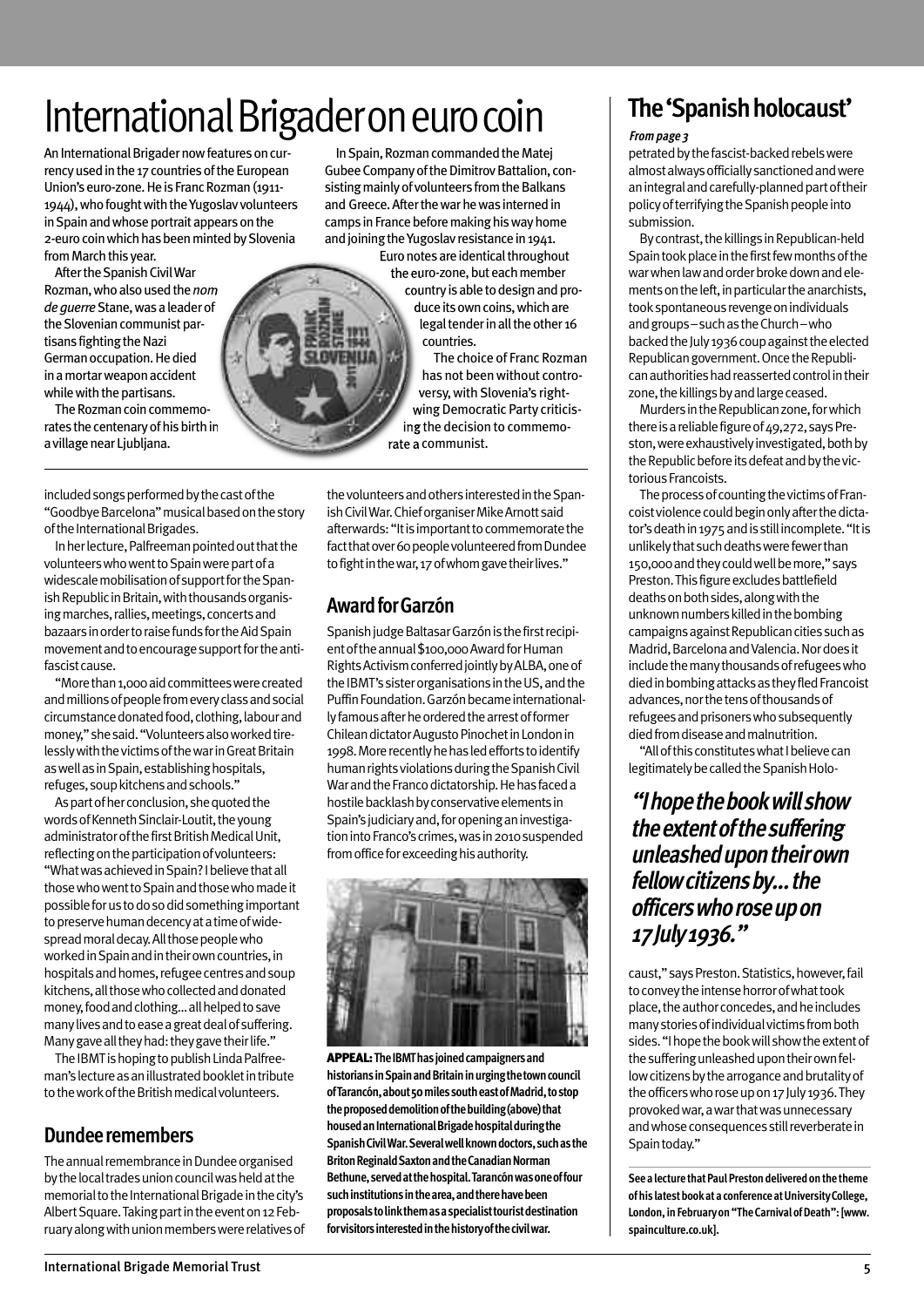# International Brigader on euro coin

An International Brigader now features on currency used in the 17 countries of the European Union's euro-zone. He is Franc Rozman (1911-1944), who fought with the Yugoslav volunteers in Spain and whose portrait appears on the 2-euro coin which has been minted by Slovenia from March this year.

After the Spanish Civil War Rozman, who also used the *nom de guerre* Stane, was a leader of the Slovenian communist partisans fighting the Nazi German occupation. He died in a mortar weapon accident while with the partisans.

The Rozman coin commemorates the centenary of his birth in a village near Ljubljana.

In Spain, Rozman commanded the Matej Gubee Company of the Dimitrov Battalion, consisting mainly of volunteers from the Balkans and Greece. After the war he was interned in camps in France before making his way home and joining the Yugoslav resistance in 1941.

Euro notes are identical throughout the euro-zone, but each member country is able to design and produce its own coins, which are legal tender in all the other 16 countries.

The choice of Franc Rozman has not been without controversy, with Slovenia's right-wing Democratic Party criticising the decision to commemorate a communist.

included songs performed by the cast of the "Goodbye Barcelona" musical based on the story of the International Brigades.

In her lecture, Palfreeman pointed out that the volunteers who went to Spain were part of a widescale mobilisation of support for the Spanish Republic in Britain, with thousands organising marches, rallies, meetings, concerts and bazaars in order to raise funds for the Aid Spain movement and to encourage support for the anti-fascist cause.

"More than 1,000 aid committees were created and millions of people from every class and social circumstance donated food, clothing, labour and money," she said. "Volunteers also worked tirelessly with the victims of the war in Great Britain as well as in Spain, establishing hospitals, refuges, soup kitchens and schools."

As part of her conclusion, she quoted the words of Kenneth Sinclair-Loutit, the young administrator of the first British Medical Unit, reflecting on the participation of volunteers: "What was achieved in Spain? I believe that all those who went to Spain and those who made it possible for us to do so did something important to preserve human decency at a time of widespread moral decay. All those people who worked in Spain and in their own countries, in hospitals and homes, refugee centres and soup kitchens, all those who collected and donated money, food and clothing… all helped to save many lives and to ease a great deal of suffering. Many gave all they had: they gave their life."

The IBMT is hoping to publish Linda Palfreeman's lecture as an illustrated booklet in tribute to the work of the British medical volunteers.

## Dundee remembers

The annual remembrance in Dundee organised by the local trades union council was held at the memorial to the International Brigade in the city's Albert Square. Taking part in the event on 12 February along with union members were relatives of the volunteers and others interested in the Spanish Civil War. Chief organiser Mike Arnott said afterwards: "It is important to commemorate the fact that over 60 people volunteered from Dundee to fight in the war, 17 of whom gave their lives."

## Award for Garzón

Spanish judge Baltasar Garzón is the first recipient of the annual $100,000 Award for Human Rights Activism conferred jointly by ALBA, one of the IBMT's sister organisations in the US, and the Puffin Foundation. Garzón became internationally famous after he ordered the arrest of former Chilean dictator Augusto Pinochet in London in 1998. More recently he has led efforts to identify human rights violations during the Spanish Civil War and the Franco dictatorship. He has faced a hostile backlash by conservative elements in Spain's judiciary and, for opening an investigation into Franco's crimes, was in 2010 suspended from office for exceeding his authority.

**APPEAL: The IBMT has joined campaigners and historians in Spain and Britain in urging the town council of Tarancón, about 50 miles south east of Madrid, to stop the proposed demolition of the building (above) that housed an International Brigade hospital during the Spanish Civil War. Several well known doctors, such as the Briton Reginald Saxton and the Canadian Norman Bethune, served at the hospital. Tarancón was one of four such institutions in the area, and there have been proposals to link them as a specialist tourist destination for visitors interested in the history of the civil war.**

# The 'Spanish holocaust'

*From page 3*

petrated by the fascist-backed rebels were almost always officially sanctioned and were an integral and carefully-planned part of their policy of terrifying the Spanish people into submission.

By contrast, the killings in Republican-held Spain took place in the first few months of the war when law and order broke down and elements on the left, in particular the anarchists, took spontaneous revenge on individuals and groups – such as the Church – who backed the July 1936 coup against the elected Republican government. Once the Republican authorities had reasserted control in their zone, the killings by and large ceased.

Murders in the Republican zone, for which there is a reliable figure of 49,272, says Preston, were exhaustively investigated, both by the Republic before its defeat and by the victorious Francoists.

The process of counting the victims of Francoist violence could begin only after the dictator's death in 1975 and is still incomplete. "It is unlikely that such deaths were fewer than 150,000 and they could well be more," says Preston. This figure excludes battlefield deaths on both sides, along with the unknown numbers killed in the bombing campaigns against Republican cities such as Madrid, Barcelona and Valencia. Nor does it include the many thousands of refugees who died in bombing attacks as they fled Francoist advances, nor the tens of thousands of refugees and prisoners who subsequently died from disease and malnutrition.

"All of this constitutes what I believe can legitimately be called the Spanish Holocaust," says Preston. Statistics, however, fail to convey the intense horror of what took place, the author concedes, and he includes many stories of individual victims from both sides. "I hope the book will show the extent of the suffering unleashed upon their own fellow citizens by the arrogance and brutality of the officers who rose up on 17 July 1936. They provoked war, a war that was unnecessary and whose consequences still reverberate in Spain today."

> ***"I hope the book will show the extent of the suffering unleashed upon their own fellow citizens by… the officers who rose up on 17 July 1936."***

**See a lecture that Paul Preston delivered on the theme of his latest book at a conference at University College, London, in February on "The Carnival of Death": [www.spainculture.co.uk].**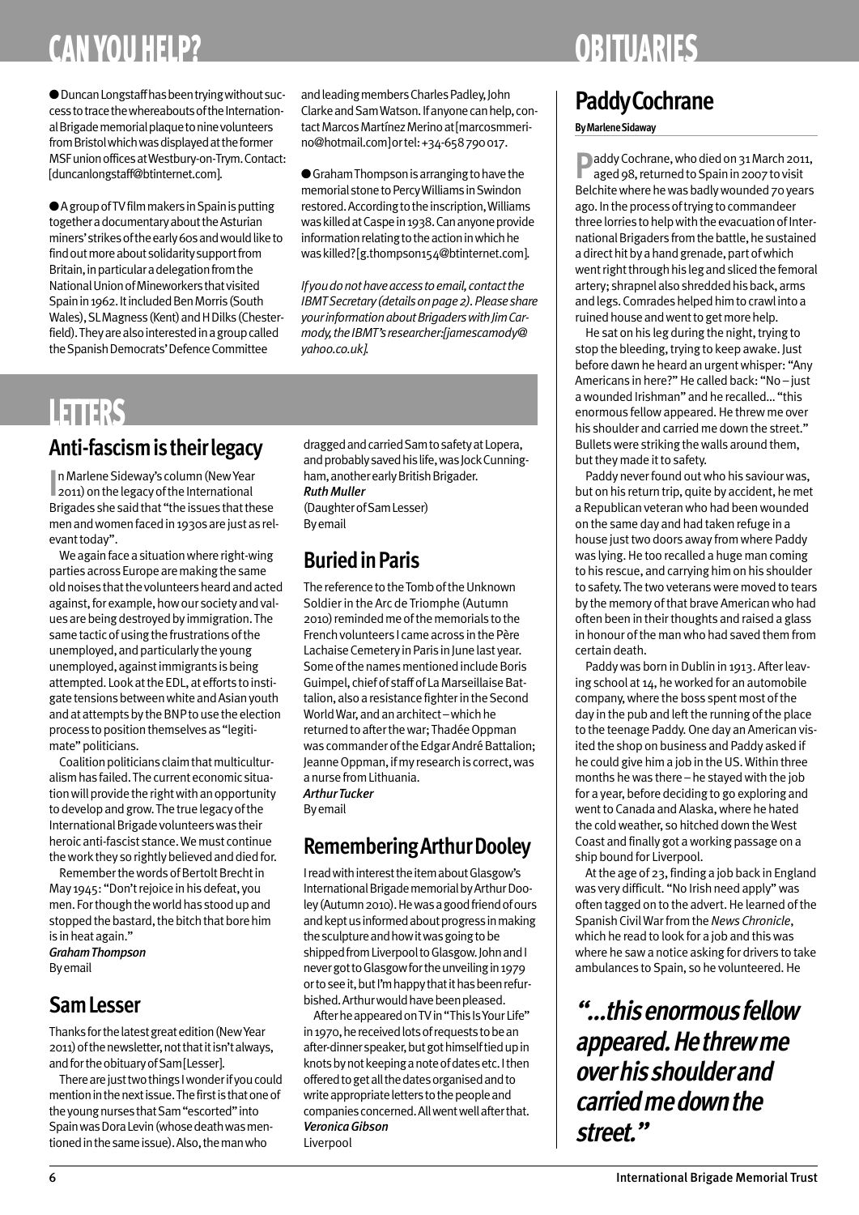# CAN YOU HELP?

● Duncan Longstaff has been trying without success to trace the whereabouts of the International Brigade memorial plaque to nine volunteers from Bristol which was displayed at the former MSF union offices at Westbury-on-Trym. Contact: [duncanlongstaff@btinternet.com].

● A group of TV film makers in Spain is putting together a documentary about the Asturian miners' strikes of the early 60s and would like to find out more about solidarity support from Britain, in particular a delegation from the National Union of Mineworkers that visited Spain in 1962. It included Ben Morris (South Wales), SL Magness (Kent) and H Dilks (Chesterfield). They are also interested in a group called the Spanish Democrats' Defence Committee and leading members Charles Padley, John Clarke and Sam Watson. If anyone can help, contact Marcos Martínez Merino at [marcosmmerino@hotmail.com] or tel: +34-658 790 017.

● Graham Thompson is arranging to have the memorial stone to Percy Williams in Swindon restored. According to the inscription, Williams was killed at Caspe in 1938. Can anyone provide information relating to the action in which he was killed? [g.thompson154@btinternet.com].

*If you do not have access to email, contact the IBMT Secretary (details on page 2). Please share your information about Brigaders with Jim Carmody, the IBMT's researcher: [jamescamody@yahoo.co.uk].*

# LETTERS

## Anti-fascism is their legacy

In Marlene Sideway's column (New Year 2011) on the legacy of the International Brigades she said that "the issues that these men and women faced in 1930s are just as relevant today".

We again face a situation where right-wing parties across Europe are making the same old noises that the volunteers heard and acted against, for example, how our society and values are being destroyed by immigration. The same tactic of using the frustrations of the unemployed, and particularly the young unemployed, against immigrants is being attempted. Look at the EDL, at efforts to instigate tensions between white and Asian youth and at attempts by the BNP to use the election process to position themselves as "legitimate" politicians.

Coalition politicians claim that multiculturalism has failed. The current economic situation will provide the right with an opportunity to develop and grow. The true legacy of the International Brigade volunteers was their heroic anti-fascist stance. We must continue the work they so rightly believed and died for.

Remember the words of Bertolt Brecht in May 1945: "Don't rejoice in his defeat, you men. For though the world has stood up and stopped the bastard, the bitch that bore him is in heat again."

***Graham Thompson***
By email

## Sam Lesser

Thanks for the latest great edition (New Year 2011) of the newsletter, not that it isn't always, and for the obituary of Sam [Lesser].

There are just two things I wonder if you could mention in the next issue. The first is that one of the young nurses that Sam "escorted" into Spain was Dora Levin (whose death was mentioned in the same issue). Also, the man who dragged and carried Sam to safety at Lopera, and probably saved his life, was Jock Cunningham, another early British Brigader.

***Ruth Muller***
(Daughter of Sam Lesser)
By email

## Buried in Paris

The reference to the Tomb of the Unknown Soldier in the Arc de Triomphe (Autumn 2010) reminded me of the memorials to the French volunteers I came across in the Père Lachaise Cemetery in Paris in June last year. Some of the names mentioned include Boris Guimpel, chief of staff of La Marseillaise Battalion, also a resistance fighter in the Second World War, and an architect – which he returned to after the war; Thadée Oppman was commander of the Edgar André Battalion; Jeanne Oppman, if my research is correct, was a nurse from Lithuania.

***Arthur Tucker***
By email

## Remembering Arthur Dooley

I read with interest the item about Glasgow's International Brigade memorial by Arthur Dooley (Autumn 2010). He was a good friend of ours and kept us informed about progress in making the sculpture and how it was going to be shipped from Liverpool to Glasgow. John and I never got to Glasgow for the unveiling in 1979 or to see it, but I'm happy that it has been refurbished. Arthur would have been pleased.

After he appeared on TV in "This Is Your Life" in 1970, he received lots of requests to be an after-dinner speaker, but got himself tied up in knots by not keeping a note of dates etc. I then offered to get all the dates organised and to write appropriate letters to the people and companies concerned. All went well after that.

***Veronica Gibson***
Liverpool

# OBITUARIES

## Paddy Cochrane

**By Marlene Sidaway**

Paddy Cochrane, who died on 31 March 2011, aged 98, returned to Spain in 2007 to visit Belchite where he was badly wounded 70 years ago. In the process of trying to commandeer three lorries to help with the evacuation of International Brigaders from the battle, he sustained a direct hit by a hand grenade, part of which went right through his leg and sliced the femoral artery; shrapnel also shredded his back, arms and legs. Comrades helped him to crawl into a ruined house and went to get more help.

He sat on his leg during the night, trying to stop the bleeding, trying to keep awake. Just before dawn he heard an urgent whisper: "Any Americans in here?" He called back: "No – just a wounded Irishman" and he recalled... "this enormous fellow appeared. He threw me over his shoulder and carried me down the street." Bullets were striking the walls around them, but they made it to safety.

Paddy never found out who his saviour was, but on his return trip, quite by accident, he met a Republican veteran who had been wounded on the same day and had taken refuge in a house just two doors away from where Paddy was lying. He too recalled a huge man coming to his rescue, and carrying him on his shoulder to safety. The two veterans were moved to tears by the memory of that brave American who had often been in their thoughts and raised a glass in honour of the man who had saved them from certain death.

Paddy was born in Dublin in 1913. After leaving school at 14, he worked for an automobile company, where the boss spent most of the day in the pub and left the running of the place to the teenage Paddy. One day an American visited the shop on business and Paddy asked if he could give him a job in the US. Within three months he was there – he stayed with the job for a year, before deciding to go exploring and went to Canada and Alaska, where he hated the cold weather, so hitched down the West Coast and finally got a working passage on a ship bound for Liverpool.

At the age of 23, finding a job back in England was very difficult. "No Irish need apply" was often tagged on to the advert. He learned of the Spanish Civil War from the *News Chronicle*, which he read to look for a job and this was where he saw a notice asking for drivers to take ambulances to Spain, so he volunteered. He

> ***"...this enormous fellow appeared. He threw me over his shoulder and carried me down the street."***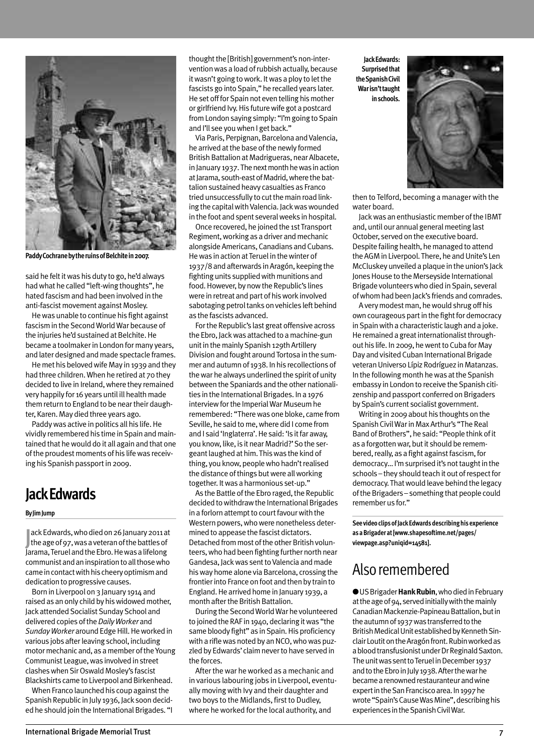Paddy Cochrane by the ruins of Belchite in 2007.

said he felt it was his duty to go, he'd always had what he called "left-wing thoughts", he hated fascism and had been involved in the anti-fascist movement against Mosley.

He was unable to continue his fight against fascism in the Second World War because of the injuries he'd sustained at Belchite. He became a toolmaker in London for many years, and later designed and made spectacle frames.

He met his beloved wife May in 1939 and they had three children. When he retired at 70 they decided to live in Ireland, where they remained very happily for 16 years until ill health made them return to England to be near their daughter, Karen. May died three years ago.

Paddy was active in politics all his life. He vividly remembered his time in Spain and maintained that he would do it all again and that one of the proudest moments of his life was receiving his Spanish passport in 2009.

## Jack Edwards

**By Jim Jump**

Jack Edwards, who died on 26 January 2011 at the age of 97, was a veteran of the battles of Jarama, Teruel and the Ebro. He was a lifelong communist and an inspiration to all those who came in contact with his cheery optimism and dedication to progressive causes.

Born in Liverpool on 3 January 1914 and raised as an only child by his widowed mother, Jack attended Socialist Sunday School and delivered copies of the *Daily Worker* and *Sunday Worker* around Edge Hill. He worked in various jobs after leaving school, including motor mechanic and, as a member of the Young Communist League, was involved in street clashes when Sir Oswald Mosley's fascist Blackshirts came to Liverpool and Birkenhead.

When Franco launched his coup against the Spanish Republic in July 1936, Jack soon decided he should join the International Brigades. "I thought the [British] government's non-intervention was a load of rubbish actually, because it wasn't going to work. It was a ploy to let the fascists go into Spain," he recalled years later. He set off for Spain not even telling his mother or girlfriend Ivy. His future wife got a postcard from London saying simply: "I'm going to Spain and I'll see you when I get back."

Via Paris, Perpignan, Barcelona and Valencia, he arrived at the base of the newly formed British Battalion at Madrigueras, near Albacete, in January 1937. The next month he was in action at Jarama, south-east of Madrid, where the battalion sustained heavy casualties as Franco tried unsuccessfully to cut the main road linking the capital with Valencia. Jack was wounded in the foot and spent several weeks in hospital.

Once recovered, he joined the 1st Transport Regiment, working as a driver and mechanic alongside Americans, Canadians and Cubans. He was in action at Teruel in the winter of 1937/8 and afterwards in Aragón, keeping the fighting units supplied with munitions and food. However, by now the Republic's lines were in retreat and part of his work involved sabotaging petrol tanks on vehicles left behind as the fascists advanced.

For the Republic's last great offensive across the Ebro, Jack was attached to a machine-gun unit in the mainly Spanish 129th Artillery Division and fought around Tortosa in the summer and autumn of 1938. In his recollections of the war he always underlined the spirit of unity between the Spaniards and the other nationalities in the International Brigades. In a 1976 interview for the Imperial War Museum he remembered: "There was one bloke, came from Seville, he said to me, where did I come from and I said 'Inglaterra'. He said: 'Is it far away, you know, like, is it near Madrid?' So the sergeant laughed at him. This was the kind of thing, you know, people who hadn't realised the distance of things but were all working together. It was a harmonious set-up."

As the Battle of the Ebro raged, the Republic decided to withdraw the International Brigades in a forlorn attempt to court favour with the Western powers, who were nonetheless determined to appease the fascist dictators. Detached from most of the other British volunteers, who had been fighting further north near Gandesa, Jack was sent to Valencia and made his way home alone via Barcelona, crossing the frontier into France on foot and then by train to England. He arrived home in January 1939, a month after the British Battalion.

During the Second World War he volunteered to joined the RAF in 1940, declaring it was "the same bloody fight" as in Spain. His proficiency with a rifle was noted by an NCO, who was puzzled by Edwards' claim never to have served in the forces.

After the war he worked as a mechanic and in various labouring jobs in Liverpool, eventually moving with Ivy and their daughter and two boys to the Midlands, first to Dudley, where he worked for the local authority, and then to Telford, becoming a manager with the water board.

Jack Edwards: Surprised that the Spanish Civil War isn't taught in schools.

Jack was an enthusiastic member of the IBMT and, until our annual general meeting last October, served on the executive board. Despite failing health, he managed to attend the AGM in Liverpool. There, he and Unite's Len McCluskey unveiled a plaque in the union's Jack Jones House to the Merseyside International Brigade volunteers who died in Spain, several of whom had been Jack's friends and comrades.

A very modest man, he would shrug off his own courageous part in the fight for democracy in Spain with a characteristic laugh and a joke. He remained a great internationalist throughout his life. In 2009, he went to Cuba for May Day and visited Cuban International Brigade veteran Universo Lípiz Rodríguez in Matanzas. In the following month he was at the Spanish embassy in London to receive the Spanish citizenship and passport conferred on Brigaders by Spain's current socialist government.

Writing in 2009 about his thoughts on the Spanish Civil War in Max Arthur's "The Real Band of Brothers", he said: "People think of it as a forgotten war, but it should be remembered, really, as a fight against fascism, for democracy... I'm surprised it's not taught in the schools – they should teach it out of respect for democracy. That would leave behind the legacy of the Brigaders – something that people could remember us for."

**See video clips of Jack Edwards describing his experience as a Brigader at [www.shapesoftime.net/pages/viewpage.asp?uniqid=14581].**

## Also remembered

● US Brigader **Hank Rubin**, who died in February at the age of 94, served initially with the mainly Canadian Mackenzie-Papineau Battalion, but in the autumn of 1937 was transferred to the British Medical Unit established by Kenneth Sinclair Loutit on the Aragón front. Rubin worked as a blood transfusionist under Dr Reginald Saxton. The unit was sent to Teruel in December 1937 and to the Ebro in July 1938. After the war he became a renowned restauranteur and wine expert in the San Francisco area. In 1997 he wrote "Spain's Cause Was Mine", describing his experiences in the Spanish Civil War.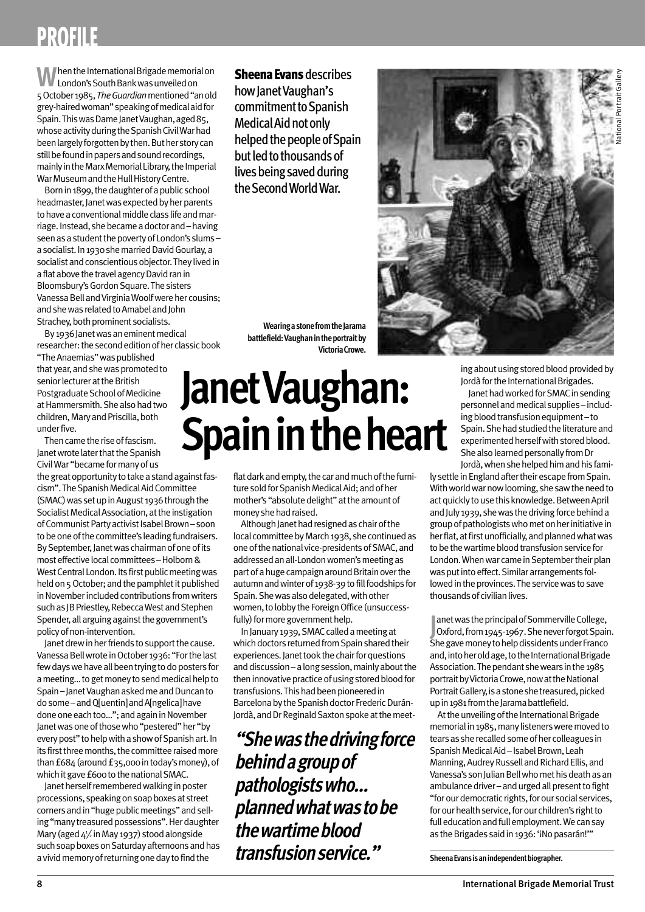PROFILE

# Janet Vaughan: Spain in the heart

**Sheena Evans** describes how Janet Vaughan's commitment to Spanish Medical Aid not only helped the people of Spain but led to thousands of lives being saved during the Second World War.

When the International Brigade memorial on London's South Bank was unveiled on 5 October 1985, *The Guardian* mentioned "an old grey-haired woman" speaking of medical aid for Spain. This was Dame Janet Vaughan, aged 85, whose activity during the Spanish Civil War had been largely forgotten by then. But her story can still be found in papers and sound recordings, mainly in the Marx Memorial Library, the Imperial War Museum and the Hull History Centre.

Born in 1899, the daughter of a public school headmaster, Janet was expected by her parents to have a conventional middle class life and marriage. Instead, she became a doctor and – having seen as a student the poverty of London's slums – a socialist. In 1930 she married David Gourlay, a socialist and conscientious objector. They lived in a flat above the travel agency David ran in Bloomsbury's Gordon Square. The sisters Vanessa Bell and Virginia Woolf were her cousins; and she was related to Amabel and John Strachey, both prominent socialists.

By 1936 Janet was an eminent medical researcher: the second edition of her classic book "The Anaemias" was published that year, and she was promoted to senior lecturer at the British Postgraduate School of Medicine at Hammersmith. She also had two children, Mary and Priscilla, both under five.

Then came the rise of fascism. Janet wrote later that the Spanish Civil War "became for many of us the great opportunity to take a stand against fascism". The Spanish Medical Aid Committee (SMAC) was set up in August 1936 through the Socialist Medical Association, at the instigation of Communist Party activist Isabel Brown – soon to be one of the committee's leading fundraisers. By September, Janet was chairman of one of its most effective local committees – Holborn & West Central London. Its first public meeting was held on 5 October; and the pamphlet it published in November included contributions from writers such as JB Priestley, Rebecca West and Stephen Spender, all arguing against the government's policy of non-intervention.

Janet drew in her friends to support the cause. Vanessa Bell wrote in October 1936: "For the last few days we have all been trying to do posters for a meeting… to get money to send medical help to Spain – Janet Vaughan asked me and Duncan to do some – and Q[uentin] and A[ngelica] have done one each too…"; and again in November Janet was one of those who "pestered" her "by every post" to help with a show of Spanish art. In its first three months, the committee raised more than £684 (around £35,000 in today's money), of which it gave £600 to the national SMAC.

Janet herself remembered walking in poster processions, speaking on soap boxes at street corners and in "huge public meetings" and selling "many treasured possessions". Her daughter Mary (aged 4½ in May 1937) stood alongside such soap boxes on Saturday afternoons and has a vivid memory of returning one day to find the flat dark and empty, the car and much of the furniture sold for Spanish Medical Aid; and of her mother's "absolute delight" at the amount of money she had raised.

Although Janet had resigned as chair of the local committee by March 1938, she continued as one of the national vice-presidents of SMAC, and addressed an all-London women's meeting as part of a huge campaign around Britain over the autumn and winter of 1938-39 to fill foodships for Spain. She was also delegated, with other women, to lobby the Foreign Office (unsuccessfully) for more government help.

In January 1939, SMAC called a meeting at which doctors returned from Spain shared their experiences. Janet took the chair for questions and discussion – a long session, mainly about the then innovative practice of using stored blood for transfusions. This had been pioneered in Barcelona by the Spanish doctor Frederic Durán-Jordà, and Dr Reginald Saxton spoke at the meeting about using stored blood provided by Jordà for the International Brigades.

*"She was the driving force behind a group of pathologists who… planned what was to be the wartime blood transfusion service."*

Janet had worked for SMAC in sending personnel and medical supplies – including blood transfusion equipment – to Spain. She had studied the literature and experimented herself with stored blood. She also learned personally from Dr Jordà, when she helped him and his family settle in England after their escape from Spain. With world war now looming, she saw the need to act quickly to use this knowledge. Between April and July 1939, she was the driving force behind a group of pathologists who met on her initiative in her flat, at first unofficially, and planned what was to be the wartime blood transfusion service for London. When war came in September their plan was put into effect. Similar arrangements followed in the provinces. The service was to save thousands of civilian lives.

Janet was the principal of Sommerville College, Oxford, from 1945-1967. She never forgot Spain. She gave money to help dissidents under Franco and, into her old age, to the International Brigade Association. The pendant she wears in the 1985 portrait by Victoria Crowe, now at the National Portrait Gallery, is a stone she treasured, picked up in 1981 from the Jarama battlefield.

At the unveiling of the International Brigade memorial in 1985, many listeners were moved to tears as she recalled some of her colleagues in Spanish Medical Aid – Isabel Brown, Leah Manning, Audrey Russell and Richard Ellis, and Vanessa's son Julian Bell who met his death as an ambulance driver – and urged all present to fight "for our democratic rights, for our social services, for our health service, for our children's right to full education and full employment. We can say as the Brigades said in 1936: '¡No pasarán!'"

National Portrait Gallery

Wearing a stone from the Jarama battlefield: Vaughan in the portrait by Victoria Crowe.

**Sheena Evans is an independent biographer.**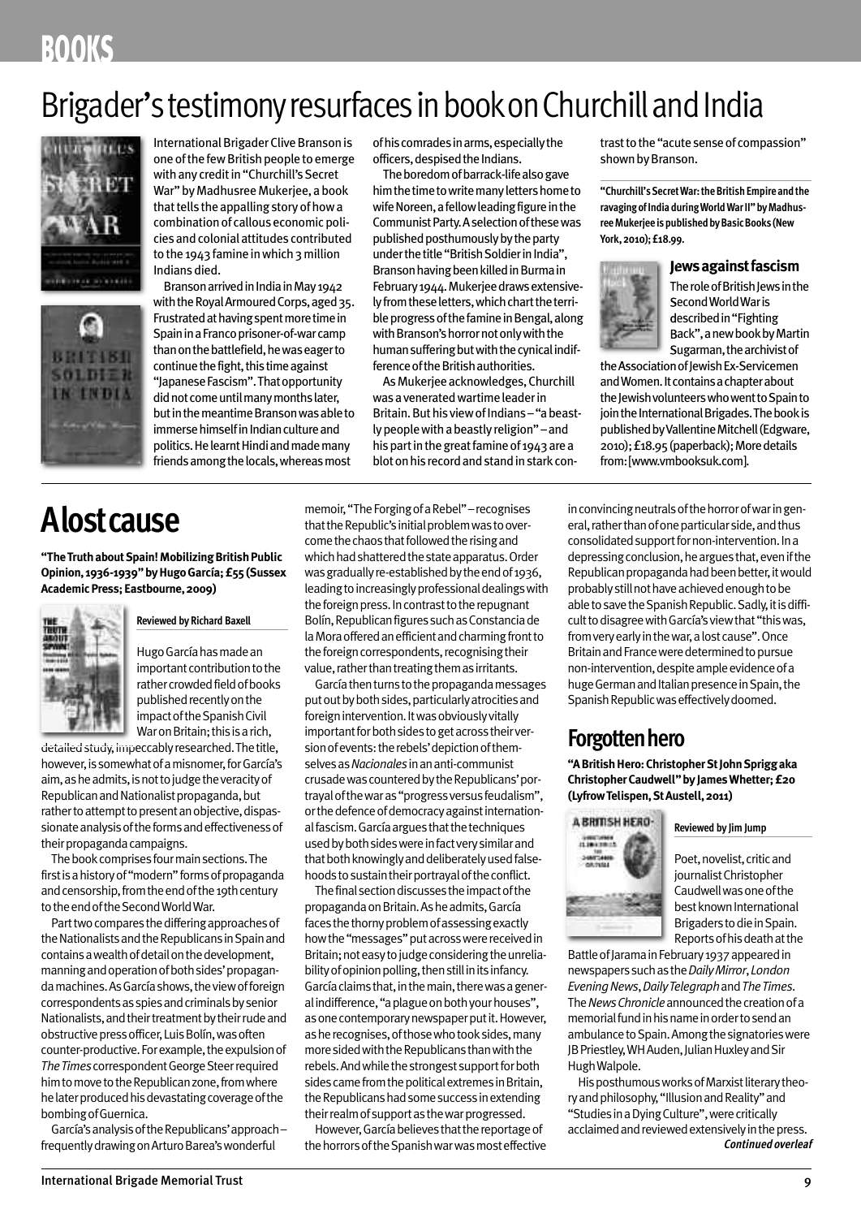# BOOKS

## Brigader's testimony resurfaces in book on Churchill and India

International Brigader Clive Branson is one of the few British people to emerge with any credit in "Churchill's Secret War" by Madhusree Mukerjee, a book that tells the appalling story of how a combination of callous economic policies and colonial attitudes contributed to the 1943 famine in which 3 million Indians died.

Branson arrived in India in May 1942 with the Royal Armoured Corps, aged 35. Frustrated at having spent more time in Spain in a Franco prisoner-of-war camp than on the battlefield, he was eager to continue the fight, this time against "Japanese Fascism". That opportunity did not come until many months later, but in the meantime Branson was able to immerse himself in Indian culture and politics. He learnt Hindi and made many friends among the locals, whereas most of his comrades in arms, especially the officers, despised the Indians.

The boredom of barrack-life also gave him the time to write many letters home to wife Noreen, a fellow leading figure in the Communist Party. A selection of these was published posthumously by the party under the title "British Soldier in India", Branson having been killed in Burma in February 1944. Mukerjee draws extensively from these letters, which chart the terrible progress of the famine in Bengal, along with Branson's horror not only with the human suffering but with the cynical indifference of the British authorities.

As Mukerjee acknowledges, Churchill was a venerated wartime leader in Britain. But his view of Indians – "a beastly people with a beastly religion" – and his part in the great famine of 1943 are a blot on his record and stand in stark contrast to the "acute sense of compassion" shown by Branson.

**"Churchill's Secret War: the British Empire and the ravaging of India during World War II" by Madhusree Mukerjee is published by Basic Books (New York, 2010); £18.99.**

### Jews against fascism

The role of British Jews in the Second World War is described in "Fighting Back", a new book by Martin Sugarman, the archivist of the Association of Jewish Ex-Servicemen and Women. It contains a chapter about the Jewish volunteers who went to Spain to join the International Brigades. The book is published by Vallentine Mitchell (Edgware, 2010); £18.95 (paperback); More details from: [www.vmbooksuk.com].

## A lost cause

**"The Truth about Spain! Mobilizing British Public Opinion, 1936-1939" by Hugo García; £55 (Sussex Academic Press; Eastbourne, 2009)**

**Reviewed by Richard Baxell**

Hugo García has made an important contribution to the rather crowded field of books published recently on the impact of the Spanish Civil War on Britain; this is a rich, detailed study, impeccably researched. The title, however, is somewhat of a misnomer, for García's aim, as he admits, is not to judge the veracity of Republican and Nationalist propaganda, but rather to attempt to present an objective, dispassionate analysis of the forms and effectiveness of their propaganda campaigns.

The book comprises four main sections. The first is a history of "modern" forms of propaganda and censorship, from the end of the 19th century to the end of the Second World War.

Part two compares the differing approaches of the Nationalists and the Republicans in Spain and contains a wealth of detail on the development, manning and operation of both sides' propaganda machines. As García shows, the view of foreign correspondents as spies and criminals by senior Nationalists, and their treatment by their rude and obstructive press officer, Luis Bolín, was often counter-productive. For example, the expulsion of *The Times* correspondent George Steer required him to move to the Republican zone, from where he later produced his devastating coverage of the bombing of Guernica.

García's analysis of the Republicans' approach – frequently drawing on Arturo Barea's wonderful memoir, "The Forging of a Rebel" – recognises that the Republic's initial problem was to overcome the chaos that followed the rising and which had shattered the state apparatus. Order was gradually re-established by the end of 1936, leading to increasingly professional dealings with the foreign press. In contrast to the repugnant Bolín, Republican figures such as Constancia de la Mora offered an efficient and charming front to the foreign correspondents, recognising their value, rather than treating them as irritants.

García then turns to the propaganda messages put out by both sides, particularly atrocities and foreign intervention. It was obviously vitally important for both sides to get across their version of events: the rebels' depiction of themselves as *Nacionales* in an anti-communist crusade was countered by the Republicans' portrayal of the war as "progress versus feudalism", or the defence of democracy against international fascism. García argues that the techniques used by both sides were in fact very similar and that both knowingly and deliberately used falsehoods to sustain their portrayal of the conflict.

The final section discusses the impact of the propaganda on Britain. As he admits, García faces the thorny problem of assessing exactly how the "messages" put across were received in Britain; not easy to judge considering the unreliability of opinion polling, then still in its infancy. García claims that, in the main, there was a general indifference, "a plague on both your houses", as one contemporary newspaper put it. However, as he recognises, of those who took sides, many more sided with the Republicans than with the rebels. And while the strongest support for both sides came from the political extremes in Britain, the Republicans had some success in extending their realm of support as the war progressed.

However, García believes that the reportage of the horrors of the Spanish war was most effective in convincing neutrals of the horror of war in general, rather than of one particular side, and thus consolidated support for non-intervention. In a depressing conclusion, he argues that, even if the Republican propaganda had been better, it would probably still not have achieved enough to be able to save the Spanish Republic. Sadly, it is difficult to disagree with García's view that "this was, from very early in the war, a lost cause". Once Britain and France were determined to pursue non-intervention, despite ample evidence of a huge German and Italian presence in Spain, the Spanish Republic was effectively doomed.

## Forgotten hero

**"A British Hero: Christopher St John Sprigg aka Christopher Caudwell" by James Whetter; £20 (Lyfrow Telispen, St Austell, 2011)**

**Reviewed by Jim Jump**

Poet, novelist, critic and journalist Christopher Caudwell was one of the best known International Brigaders to die in Spain. Reports of his death at the Battle of Jarama in February 1937 appeared in newspapers such as the *Daily Mirror*, *London Evening News*, *Daily Telegraph* and *The Times*. The *News Chronicle* announced the creation of a memorial fund in his name in order to send an ambulance to Spain. Among the signatories were JB Priestley, WH Auden, Julian Huxley and Sir Hugh Walpole.

His posthumous works of Marxist literary theory and philosophy, "Illusion and Reality" and "Studies in a Dying Culture", were critically acclaimed and reviewed extensively in the press.

*Continued overleaf*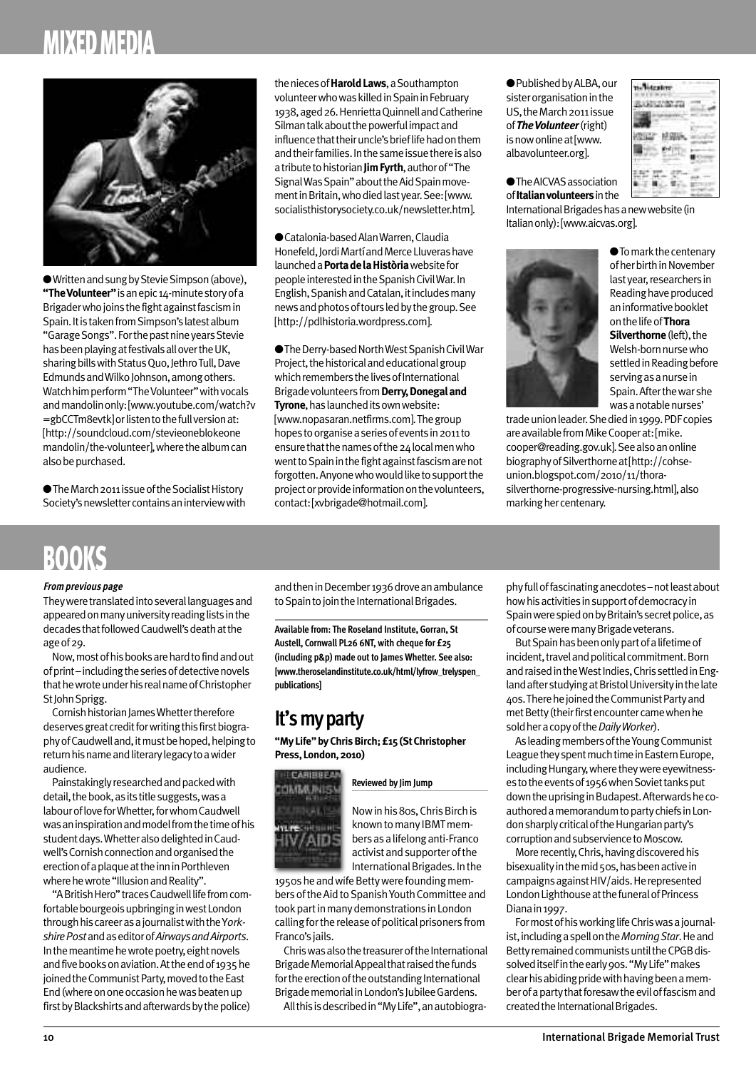# MIXED MEDIA

● Written and sung by Stevie Simpson (above), **"The Volunteer"** is an epic 14-minute story of a Brigader who joins the fight against fascism in Spain. It is taken from Simpson's latest album "Garage Songs". For the past nine years Stevie has been playing at festivals all over the UK, sharing bills with Status Quo, Jethro Tull, Dave Edmunds and Wilko Johnson, among others. Watch him perform "The Volunteer" with vocals and mandolin only: [www.youtube.com/watch?v=gbCCTm8evtk] or listen to the full version at: [http://soundcloud.com/stevieoneblokeone mandolin/the-volunteer], where the album can also be purchased.

● The March 2011 issue of the Socialist History Society's newsletter contains an interview with the nieces of **Harold Laws**, a Southampton volunteer who was killed in Spain in February 1938, aged 26. Henrietta Quinnell and Catherine Silman talk about the powerful impact and influence that their uncle's brief life had on them and their families. In the same issue there is also a tribute to historian **Jim Fyrth**, author of "The Signal Was Spain" about the Aid Spain movement in Britain, who died last year. See: [www.socialisthistorysociety.co.uk/newsletter.htm].

● Catalonia-based Alan Warren, Claudia Honefeld, Jordi Martí and Merce Lluveras have launched a **Porta de la Història** website for people interested in the Spanish Civil War. In English, Spanish and Catalan, it includes many news and photos of tours led by the group. See [http://pdlhistoria.wordpress.com].

● The Derry-based North West Spanish Civil War Project, the historical and educational group which remembers the lives of International Brigade volunteers from **Derry, Donegal and Tyrone**, has launched its own website: [www.nopasaran.netfirms.com]. The group hopes to organise a series of events in 2011 to ensure that the names of the 24 local men who went to Spain in the fight against fascism are not forgotten. Anyone who would like to support the project or provide information on the volunteers, contact: [xvbrigade@hotmail.com].

● Published by ALBA, our sister organisation in the US, the March 2011 issue of ***The Volunteer*** (right) is now online at [www.albavolunteer.org].

● The AICVAS association of **Italian volunteers** in the International Brigades has a new website (in Italian only): [www.aicvas.org].

● To mark the centenary of her birth in November last year, researchers in Reading have produced an informative booklet on the life of **Thora Silverthorne** (left), the Welsh-born nurse who settled in Reading before serving as a nurse in Spain. After the war she was a notable nurses' trade union leader. She died in 1999. PDF copies are available from Mike Cooper at: [mike.cooper@reading.gov.uk]. See also an online biography of Silverthorne at [http://cohse-union.blogspot.com/2010/11/thora-silverthorne-progressive-nursing.html], also marking her centenary.

# BOOKS

***From previous page***

They were translated into several languages and appeared on many university reading lists in the decades that followed Caudwell's death at the age of 29.

Now, most of his books are hard to find and out of print – including the series of detective novels that he wrote under his real name of Christopher St John Sprigg.

Cornish historian James Whetter therefore deserves great credit for writing this first biography of Caudwell and, it must be hoped, helping to return his name and literary legacy to a wider audience.

Painstakingly researched and packed with detail, the book, as its title suggests, was a labour of love for Whetter, for whom Caudwell was an inspiration and model from the time of his student days. Whetter also delighted in Caudwell's Cornish connection and organised the erection of a plaque at the inn in Porthleven where he wrote "Illusion and Reality".

"A British Hero" traces Caudwell life from comfortable bourgeois upbringing in west London through his career as a journalist with the *Yorkshire Post* and as editor of *Airways and Airports*. In the meantime he wrote poetry, eight novels and five books on aviation. At the end of 1935 he joined the Communist Party, moved to the East End (where on one occasion he was beaten up first by Blackshirts and afterwards by the police) and then in December 1936 drove an ambulance to Spain to join the International Brigades.

**Available from: The Roseland Institute, Gorran, St Austell, Cornwall PL26 6NT, with cheque for £25 (including p&p) made out to James Whetter. See also: [www.theroselandinstitute.co.uk/html/lyfrow_trelyspen_publications]**

## It's my party

**"My Life" by Chris Birch; £15 (St Christopher Press, London, 2010)**

**Reviewed by Jim Jump**

Now in his 80s, Chris Birch is known to many IBMT members as a lifelong anti-Franco activist and supporter of the International Brigades. In the 1950s he and wife Betty were founding members of the Aid to Spanish Youth Committee and took part in many demonstrations in London calling for the release of political prisoners from Franco's jails.

Chris was also the treasurer of the International Brigade Memorial Appeal that raised the funds for the erection of the outstanding International Brigade memorial in London's Jubilee Gardens.

All this is described in "My Life", an autobiography full of fascinating anecdotes – not least about how his activities in support of democracy in Spain were spied on by Britain's secret police, as of course were many Brigade veterans.

But Spain has been only part of a lifetime of incident, travel and political commitment. Born and raised in the West Indies, Chris settled in England after studying at Bristol University in the late 40s. There he joined the Communist Party and met Betty (their first encounter came when he sold her a copy of the *Daily Worker*).

As leading members of the Young Communist League they spent much time in Eastern Europe, including Hungary, where they were eyewitnesses to the events of 1956 when Soviet tanks put down the uprising in Budapest. Afterwards he co-authored a memorandum to party chiefs in London sharply critical of the Hungarian party's corruption and subservience to Moscow.

More recently, Chris, having discovered his bisexuality in the mid 50s, has been active in campaigns against HIV/aids. He represented London Lighthouse at the funeral of Princess Diana in 1997.

For most of his working life Chris was a journalist, including a spell on the *Morning Star*. He and Betty remained communists until the CPGB dissolved itself in the early 90s. "My Life" makes clear his abiding pride with having been a member of a party that foresaw the evil of fascism and created the International Brigades.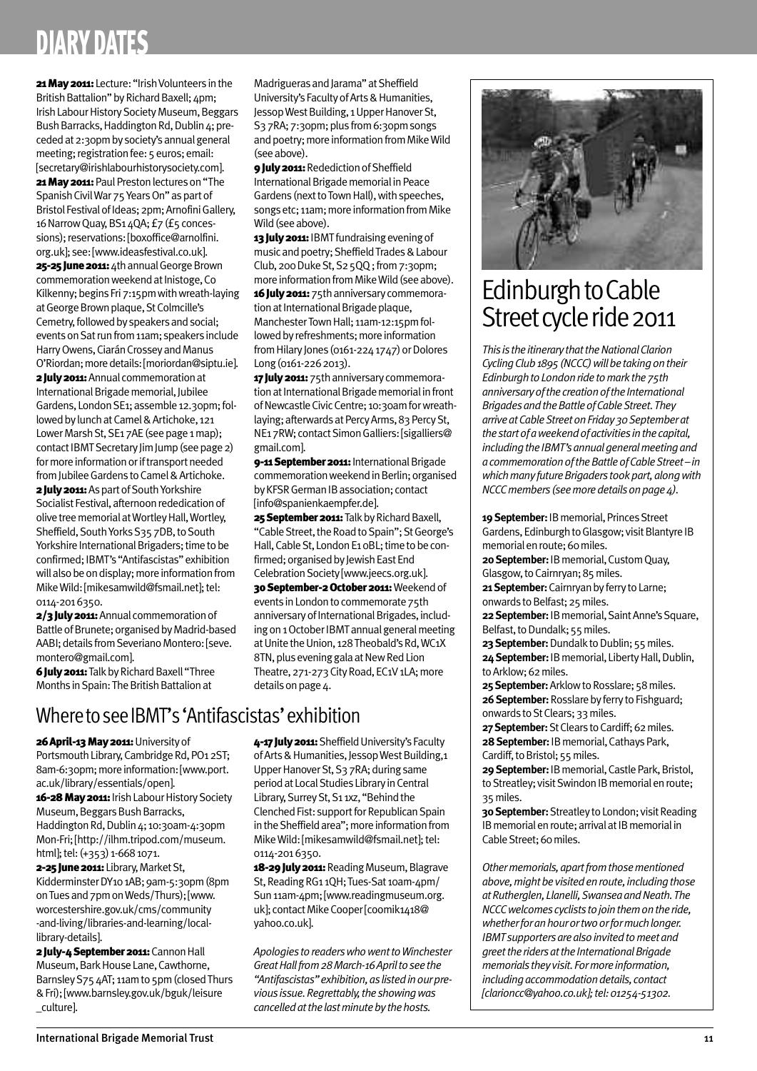# DIARY DATES

**21 May 2011:** Lecture: "Irish Volunteers in the British Battalion" by Richard Baxell; 4pm; Irish Labour History Society Museum, Beggars Bush Barracks, Haddington Rd, Dublin 4; preceded at 2:30pm by society's annual general meeting; registration fee: 5 euros; email: [secretary@irishlabourhistorysociety.com].

**21 May 2011:** Paul Preston lectures on "The Spanish Civil War 75 Years On" as part of Bristol Festival of Ideas; 2pm; Arnofini Gallery, 16 Narrow Quay, BS1 4QA; £7 (£5 concessions); reservations: [boxoffice@arnolfini.org.uk]; see: [www.ideasfestival.co.uk].

**25-25 June 2011:** 4th annual George Brown commemoration weekend at Inistoge, Co Kilkenny; begins Fri 7:15pm with wreath-laying at George Brown plaque, St Colmcille's Cemetry, followed by speakers and social; events on Sat run from 11am; speakers include Harry Owens, Ciarán Crossey and Manus O'Riordan; more details: [moriordan@siptu.ie].

**2 July 2011:** Annual commemoration at International Brigade memorial, Jubilee Gardens, London SE1; assemble 12.30pm; followed by lunch at Camel & Artichoke, 121 Lower Marsh St, SE1 7AE (see page 1 map); contact IBMT Secretary Jim Jump (see page 2) for more information or if transport needed from Jubilee Gardens to Camel & Artichoke.

**2 July 2011:** As part of South Yorkshire Socialist Festival, afternoon rededication of olive tree memorial at Wortley Hall, Wortley, Sheffield, South Yorks S35 7DB, to South Yorkshire International Brigaders; time to be confirmed; IBMT's "Antifascistas" exhibition will also be on display; more information from Mike Wild: [mikesamwild@fsmail.net]; tel: 0114-201 6350.

**2/3 July 2011:** Annual commemoration of Battle of Brunete; organised by Madrid-based AABI; details from Severiano Montero: [seve.montero@gmail.com].

**6 July 2011:** Talk by Richard Baxell "Three Months in Spain: The British Battalion at Madrigueras and Jarama" at Sheffield University's Faculty of Arts & Humanities, Jessop West Building, 1 Upper Hanover St, S3 7RA; 7:30pm; plus from 6:30pm songs and poetry; more information from Mike Wild (see above).

**9 July 2011:** Rededication of Sheffield International Brigade memorial in Peace Gardens (next to Town Hall), with speeches, songs etc; 11am; more information from Mike Wild (see above).

**13 July 2011:** IBMT fundraising evening of music and poetry; Sheffield Trades & Labour Club, 200 Duke St, S2 5QQ ; from 7:30pm; more information from Mike Wild (see above).

**16 July 2011:** 75th anniversary commemoration at International Brigade plaque, Manchester Town Hall; 11am-12:15pm followed by refreshments; more information from Hilary Jones (0161-224 1747) or Dolores Long (0161-226 2013).

**17 July 2011:** 75th anniversary commemoration at International Brigade memorial in front of Newcastle Civic Centre; 10:30am for wreath-laying; afterwards at Percy Arms, 83 Percy St, NE1 7RW; contact Simon Galliers: [sigalliers@gmail.com].

**9-11 September 2011:** International Brigade commemoration weekend in Berlin; organised by KFSR German IB association; contact [info@spanienkaempfer.de].

**25 September 2011:** Talk by Richard Baxell, "Cable Street, the Road to Spain"; St George's Hall, Cable St, London E1 0BL; time to be confirmed; organised by Jewish East End Celebration Society [www.jeecs.org.uk].

**30 September-2 October 2011:** Weekend of events in London to commemorate 75th anniversary of International Brigades, including on 1 October IBMT annual general meeting at Unite the Union, 128 Theobald's Rd, WC1X 8TN, plus evening gala at New Red Lion Theatre, 271-273 City Road, EC1V 1LA; more details on page 4.

## Where to see IBMT's 'Antifascistas' exhibition

**26 April-13 May 2011:** University of Portsmouth Library, Cambridge Rd, PO1 2ST; 8am-6:30pm; more information: [www.port.ac.uk/library/essentials/open].

**16-28 May 2011:** Irish Labour History Society Museum, Beggars Bush Barracks, Haddington Rd, Dublin 4; 10:30am-4:30pm Mon-Fri; [http://ilhm.tripod.com/museum.html]; tel: (+353) 1-668 1071.

**2-25 June 2011:** Library, Market St, Kidderminster DY10 1AB; 9am-5:30pm (8pm on Tues and 7pm on Weds/Thurs); [www.worcestershire.gov.uk/cms/community-and-living/libraries-and-learning/local-library-details].

**2 July-4 September 2011:** Cannon Hall Museum, Bark House Lane, Cawthorne, Barnsley S75 4AT; 11am to 5pm (closed Thurs & Fri); [www.barnsley.gov.uk/bguk/leisure_culture].

**4-17 July 2011:** Sheffield University's Faculty of Arts & Humanities, Jessop West Building, 1 Upper Hanover St, S3 7RA; during same period at Local Studies Library in Central Library, Surrey St, S1 1xz, "Behind the Clenched Fist: support for Republican Spain in the Sheffield area"; more information from Mike Wild: [mikesamwild@fsmail.net]; tel: 0114-201 6350.

**18-29 July 2011:** Reading Museum, Blagrave St, Reading RG1 1QH; Tues-Sat 10am-4pm/ Sun 11am-4pm; [www.readingmuseum.org.uk]; contact Mike Cooper [coomik1418@yahoo.co.uk].

*Apologies to readers who went to Winchester Great Hall from 28 March-16 April to see the "Antifascistas" exhibition, as listed in our previous issue. Regrettably, the showing was cancelled at the last minute by the hosts.*

## Edinburgh to Cable Street cycle ride 2011

*This is the itinerary that the National Clarion Cycling Club 1895 (NCCC) will be taking on their Edinburgh to London ride to mark the 75th anniversary of the creation of the International Brigades and the Battle of Cable Street. They arrive at Cable Street on Friday 30 September at the start of a weekend of activities in the capital, including the IBMT's annual general meeting and a commemoration of the Battle of Cable Street – in which many future Brigaders took part, along with NCCC members (see more details on page 4).*

**19 September:** IB memorial, Princes Street Gardens, Edinburgh to Glasgow; visit Blantyre IB memorial en route; 60 miles.

**20 September:** IB memorial, Custom Quay, Glasgow, to Cairnryan; 85 miles.

**21 September:** Cairnryan by ferry to Larne; onwards to Belfast; 25 miles.

**22 September:** IB memorial, Saint Anne's Square, Belfast, to Dundalk; 55 miles.

**23 September:** Dundalk to Dublin; 55 miles.

**24 September:** IB memorial, Liberty Hall, Dublin, to Arklow; 62 miles.

**25 September:** Arklow to Rosslare; 58 miles.

**26 September:** Rosslare by ferry to Fishguard; onwards to St Clears; 33 miles.

**27 September:** St Clears to Cardiff; 62 miles.

**28 September:** IB memorial, Cathays Park, Cardiff, to Bristol; 55 miles.

**29 September:** IB memorial, Castle Park, Bristol, to Streatley; visit Swindon IB memorial en route; 35 miles.

**30 September:** Streatley to London; visit Reading IB memorial en route; arrival at IB memorial in Cable Street; 60 miles.

*Other memorials, apart from those mentioned above, might be visited en route, including those at Rutherglen, Llanelli, Swansea and Neath. The NCCC welcomes cyclists to join them on the ride, whether for an hour or two or for much longer. IBMT supporters are also invited to meet and greet the riders at the International Brigade memorials they visit. For more information, including accommodation details, contact [clarioncc@yahoo.co.uk]; tel: 01254-51302.*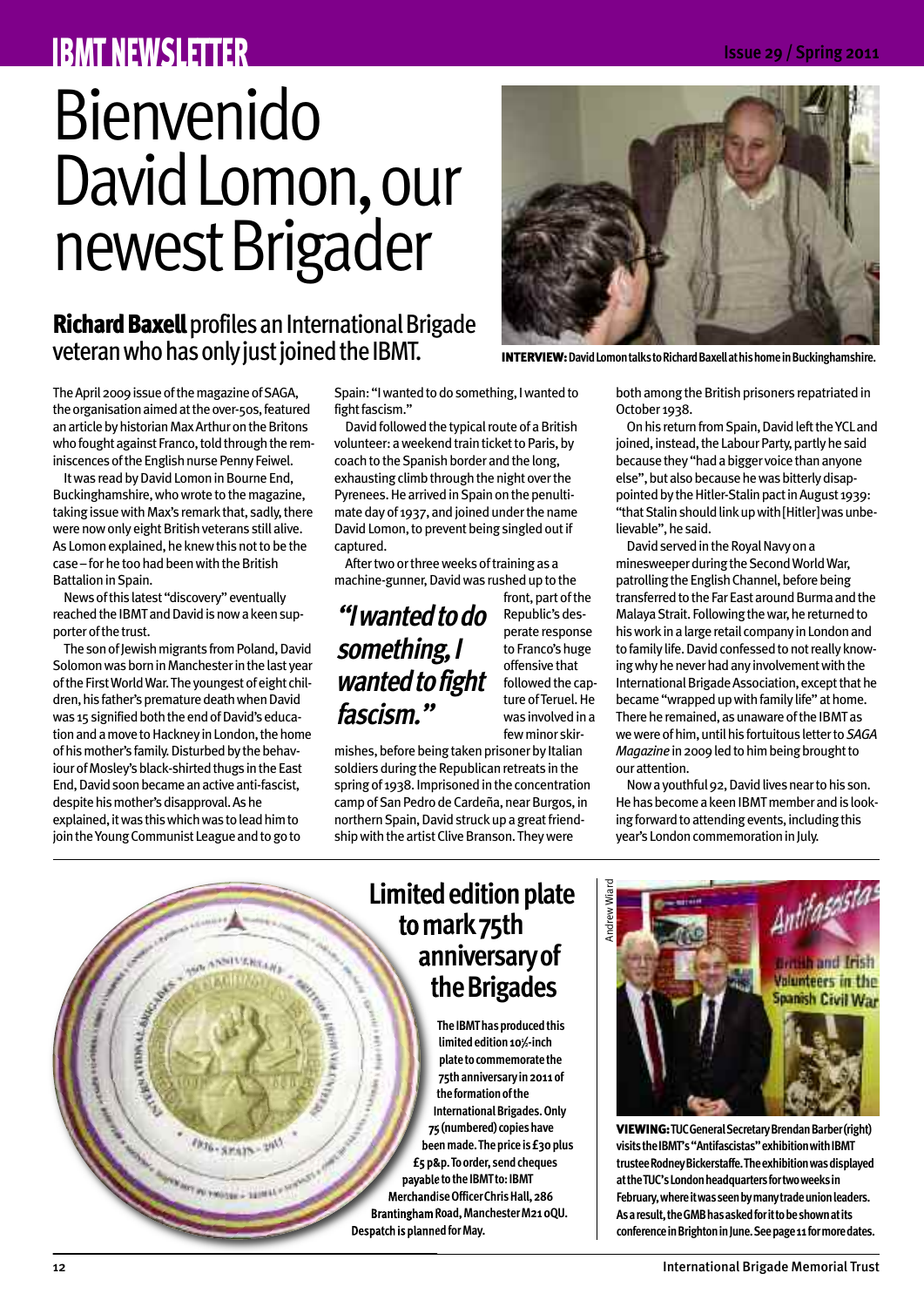# Bienvenido David Lomon, our newest Brigader

**Richard Baxell** profiles an International Brigade veteran who has only just joined the IBMT.

**INTERVIEW:** David Lomon talks to Richard Baxell at his home in Buckinghamshire.

The April 2009 issue of the magazine of SAGA, the organisation aimed at the over-50s, featured an article by historian Max Arthur on the Britons who fought against Franco, told through the reminiscences of the English nurse Penny Feiwel.

It was read by David Lomon in Bourne End, Buckinghamshire, who wrote to the magazine, taking issue with Max's remark that, sadly, there were now only eight British veterans still alive. As Lomon explained, he knew this not to be the case – for he too had been with the British Battalion in Spain.

News of this latest "discovery" eventually reached the IBMT and David is now a keen supporter of the trust.

The son of Jewish migrants from Poland, David Solomon was born in Manchester in the last year of the First World War. The youngest of eight children, his father's premature death when David was 15 signified both the end of David's education and a move to Hackney in London, the home of his mother's family. Disturbed by the behaviour of Mosley's black-shirted thugs in the East End, David soon became an active anti-fascist, despite his mother's disapproval. As he explained, it was this which was to lead him to join the Young Communist League and to go to Spain: "I wanted to do something, I wanted to fight fascism."

David followed the typical route of a British volunteer: a weekend train ticket to Paris, by coach to the Spanish border and the long, exhausting climb through the night over the Pyrenees. He arrived in Spain on the penultimate day of 1937, and joined under the name David Lomon, to prevent being singled out if captured.

After two or three weeks of training as a machine-gunner, David was rushed up to the front, part of the Republic's desperate response to Franco's huge offensive that followed the capture of Teruel. He was involved in a few minor skirmishes, before being taken prisoner by Italian soldiers during the Republican retreats in the spring of 1938. Imprisoned in the concentration camp of San Pedro de Cardeña, near Burgos, in northern Spain, David struck up a great friendship with the artist Clive Branson. They were both among the British prisoners repatriated in October 1938.

> ***"I wanted to do something, I wanted to fight fascism."***

On his return from Spain, David left the YCL and joined, instead, the Labour Party, partly he said because they "had a bigger voice than anyone else", but also because he was bitterly disappointed by the Hitler-Stalin pact in August 1939: "that Stalin should link up with [Hitler] was unbelievable", he said.

David served in the Royal Navy on a minesweeper during the Second World War, patrolling the English Channel, before being transferred to the Far East around Burma and the Malaya Strait. Following the war, he returned to his work in a large retail company in London and to family life. David confessed to not really knowing why he never had any involvement with the International Brigade Association, except that he became "wrapped up with family life" at home. There he remained, as unaware of the IBMT as we were of him, until his fortuitous letter to *SAGA Magazine* in 2009 led to him being brought to our attention.

Now a youthful 92, David lives near to his son. He has become a keen IBMT member and is looking forward to attending events, including this year's London commemoration in July.

## Limited edition plate to mark 75th anniversary of the Brigades

**The IBMT has produced this limited edition 10½-inch plate to commemorate the 75th anniversary in 2011 of the formation of the International Brigades. Only 75 (numbered) copies have been made. The price is £30 plus £5 p&p. To order, send cheques payable to the IBMT to: IBMT Merchandise Officer Chris Hall, 286 Brantingham Road, Manchester M21 0QU. Despatch is planned for May.**

Andrew Wiard

**VIEWING:** TUC General Secretary Brendan Barber (right) visits the IBMT's "Antifascistas" exhibition with IBMT trustee Rodney Bickerstaffe. The exhibition was displayed at the TUC's London headquarters for two weeks in February, where it was seen by many trade union leaders. As a result, the GMB has asked for it to be shown at its conference in Brighton in June. See page 11 for more dates.